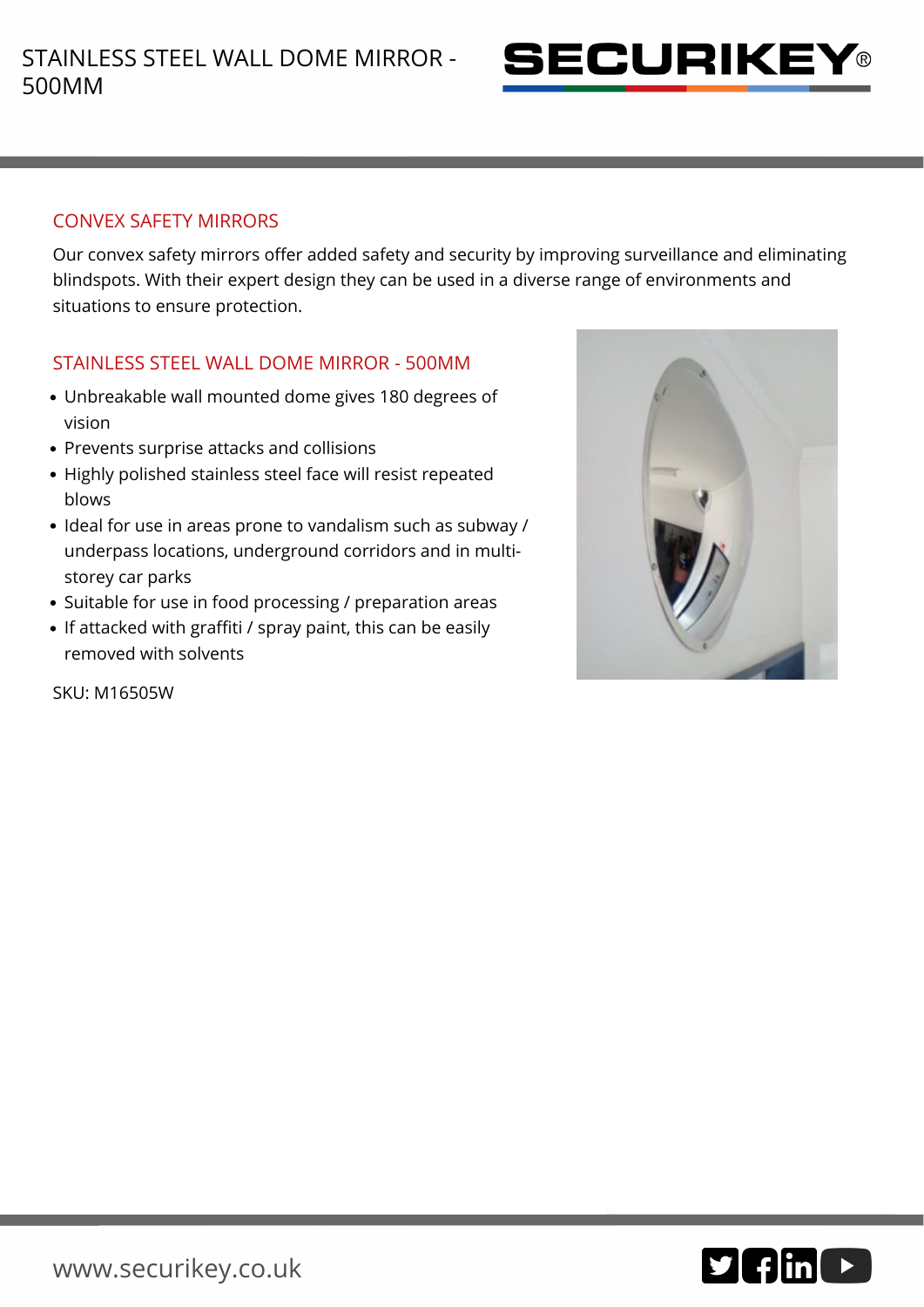# STAINLESS STEEL WALL DOME MIRROR - 500MM

## CONVEX SAFETY MIRRORS

Our convex safety mirrors offer added safety and security by improving surveillance and eliminating blindspots. With their expert design they can be used in a diverse range of environments and situations to ensure protection.

## STAINLESS STEEL WALL DOME MIRROR - 500MM

- Unbreakable wall mounted dome gives 180 degrees of vision
- Prevents surprise attacks and collisions
- Highly polished stainless steel face will resist repeated blows
- Ideal for use in areas prone to vandalism such as subway / underpass locations, underground corridors and in multi-storey car parks
- Suitable for use in food processing / preparation areas
- If attacked with graffiti / spray paint, this can be easily removed with solvents

SKU: M16505W

www.securikey.co.uk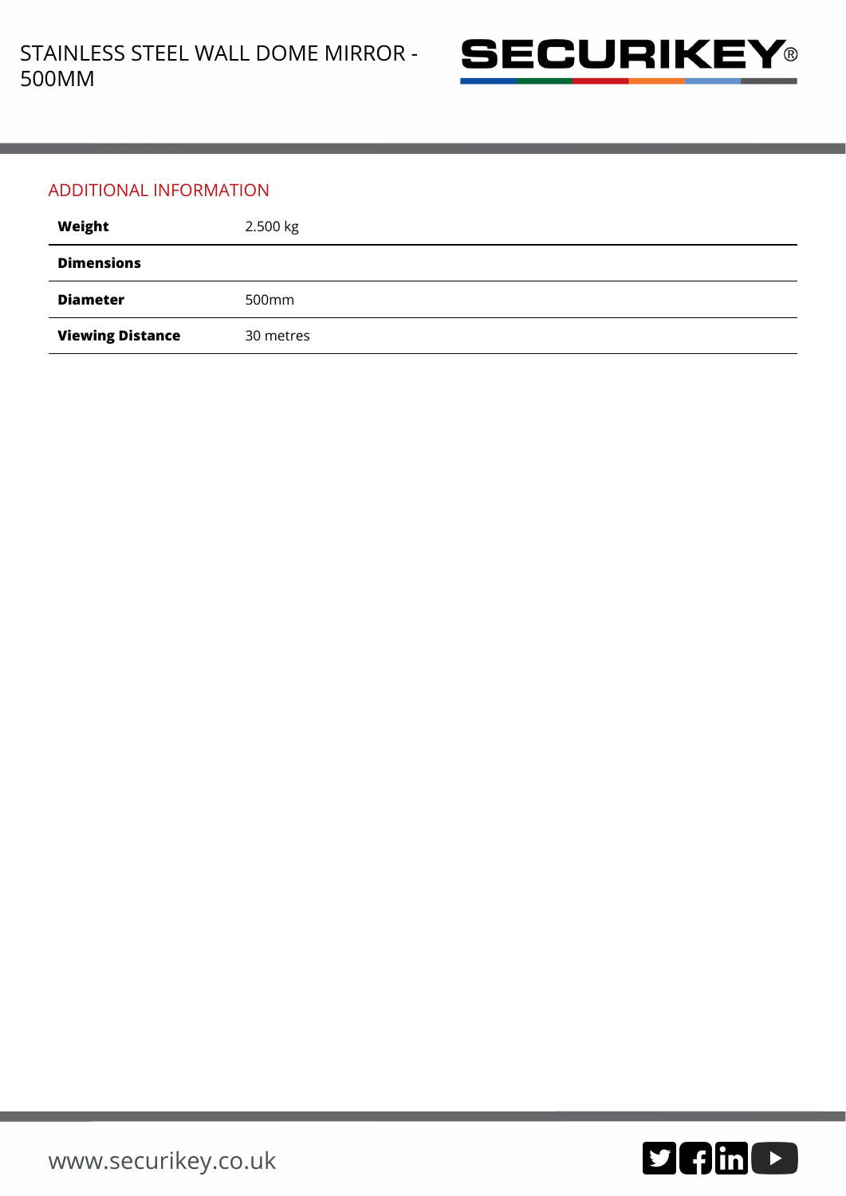## ADDITIONAL INFORMATION

| | |
|---|---|
| **Weight** | 2.500 kg |
| **Dimensions** | |
| **Diameter** | 500mm |
| **Viewing Distance** | 30 metres |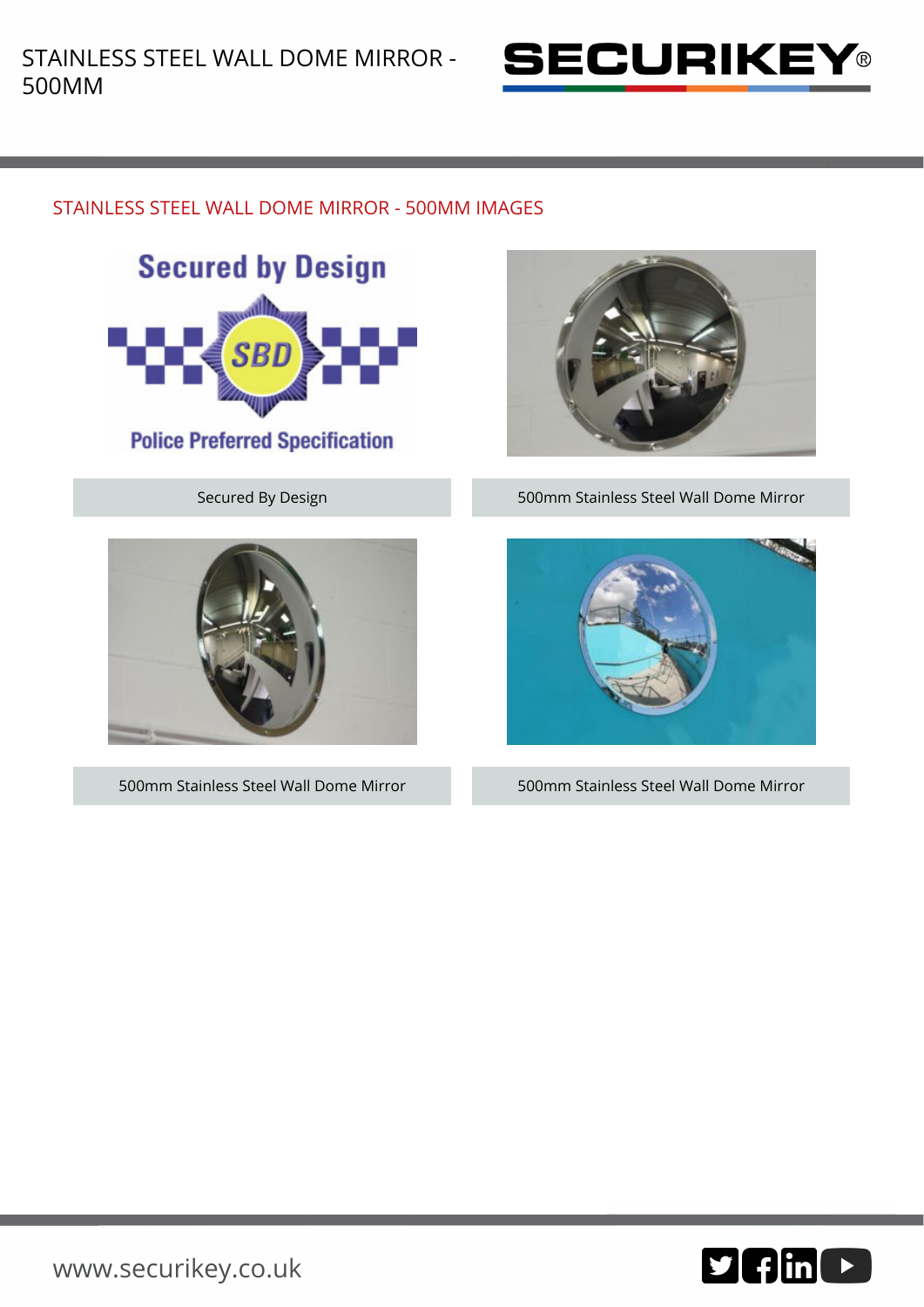## STAINLESS STEEL WALL DOME MIRROR - 500MM IMAGES

Secured By Design

500mm Stainless Steel Wall Dome Mirror

500mm Stainless Steel Wall Dome Mirror

500mm Stainless Steel Wall Dome Mirror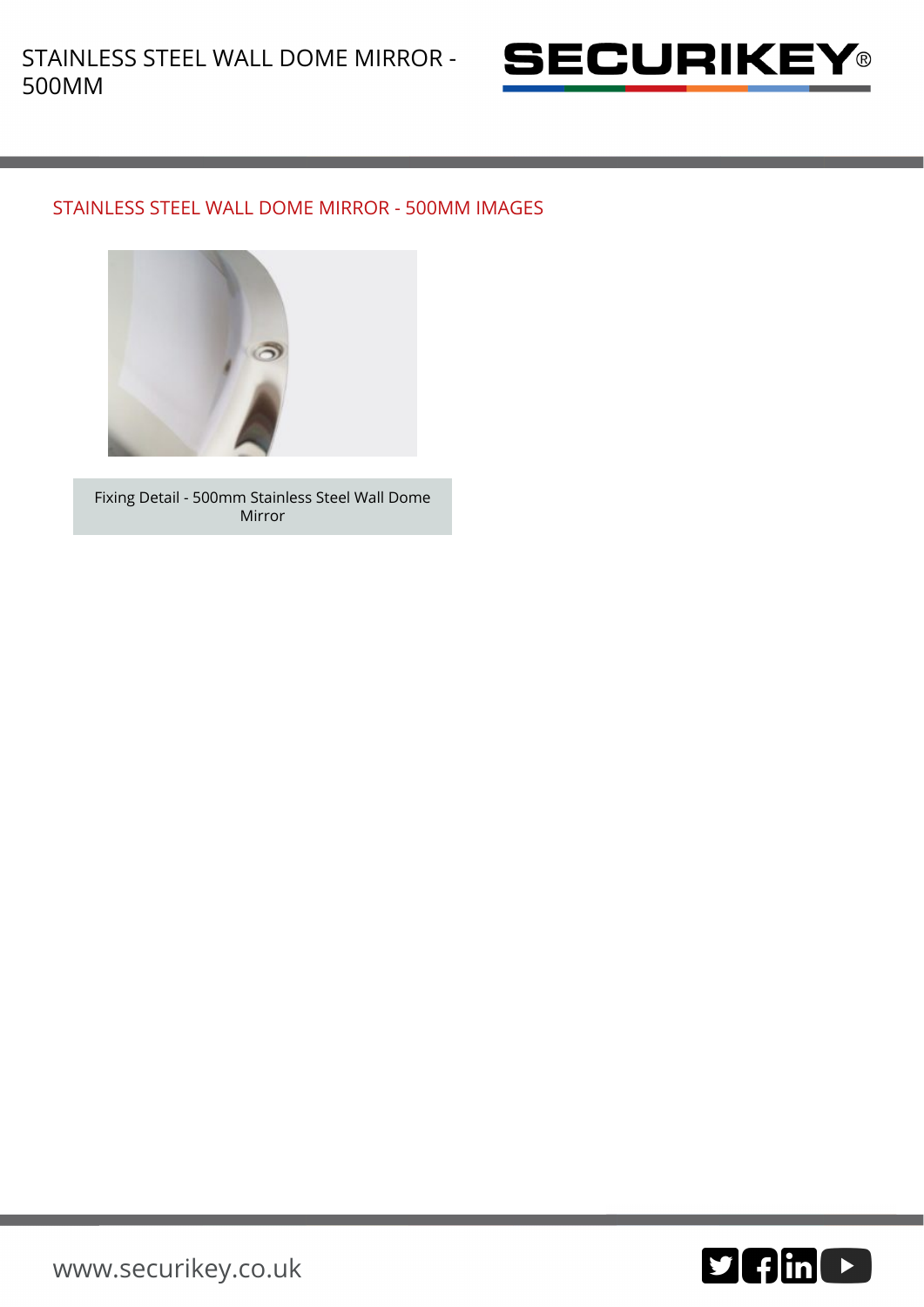## STAINLESS STEEL WALL DOME MIRROR - 500MM IMAGES

Fixing Detail - 500mm Stainless Steel Wall Dome Mirror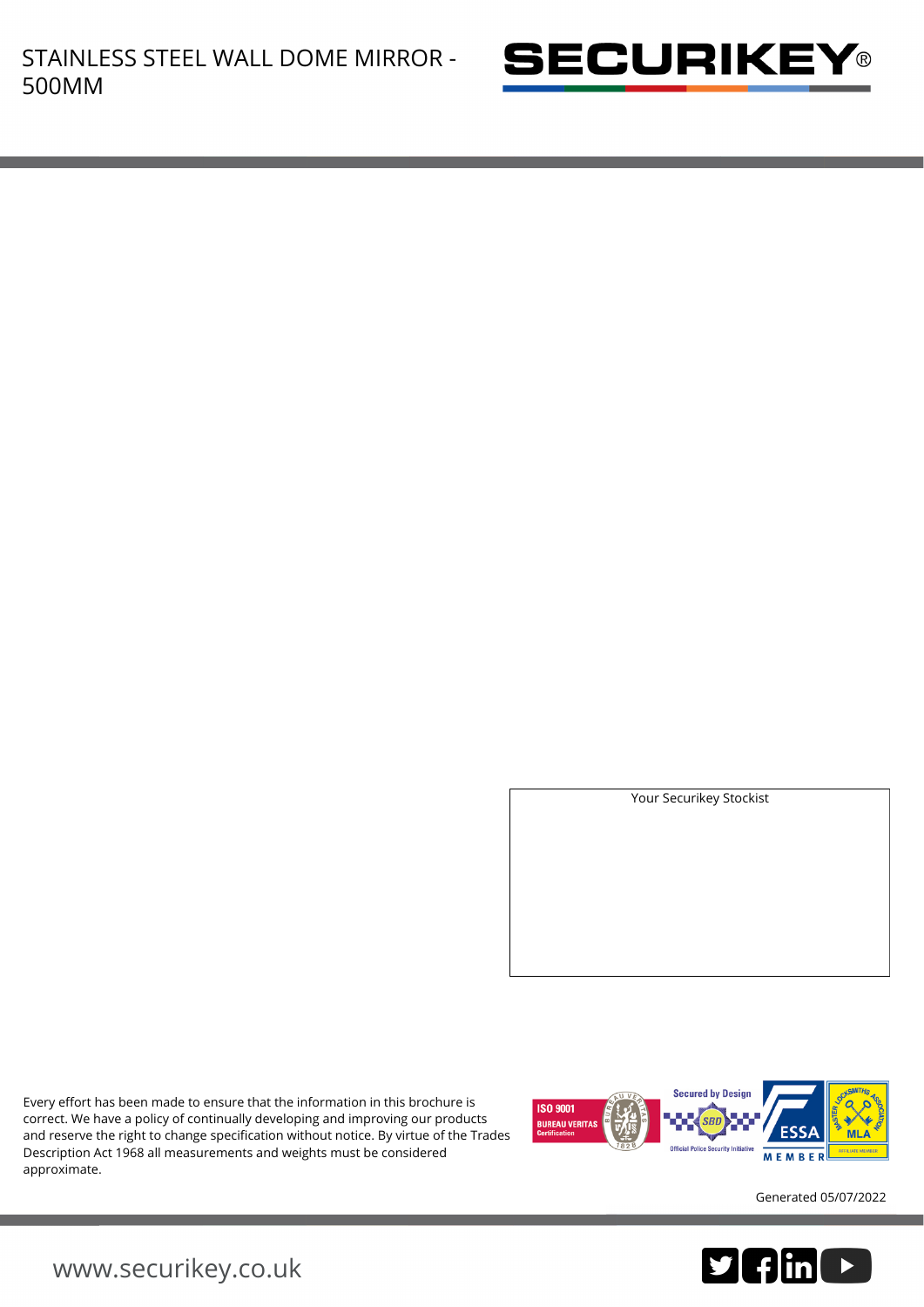# STAINLESS STEEL WALL DOME MIRROR - 500MM

SECURIKEY®

Your Securikey Stockist

Every effort has been made to ensure that the information in this brochure is correct. We have a policy of continually developing and improving our products and reserve the right to change specification without notice. By virtue of the Trades Description Act 1968 all measurements and weights must be considered approximate.

Generated 05/07/2022

www.securikey.co.uk